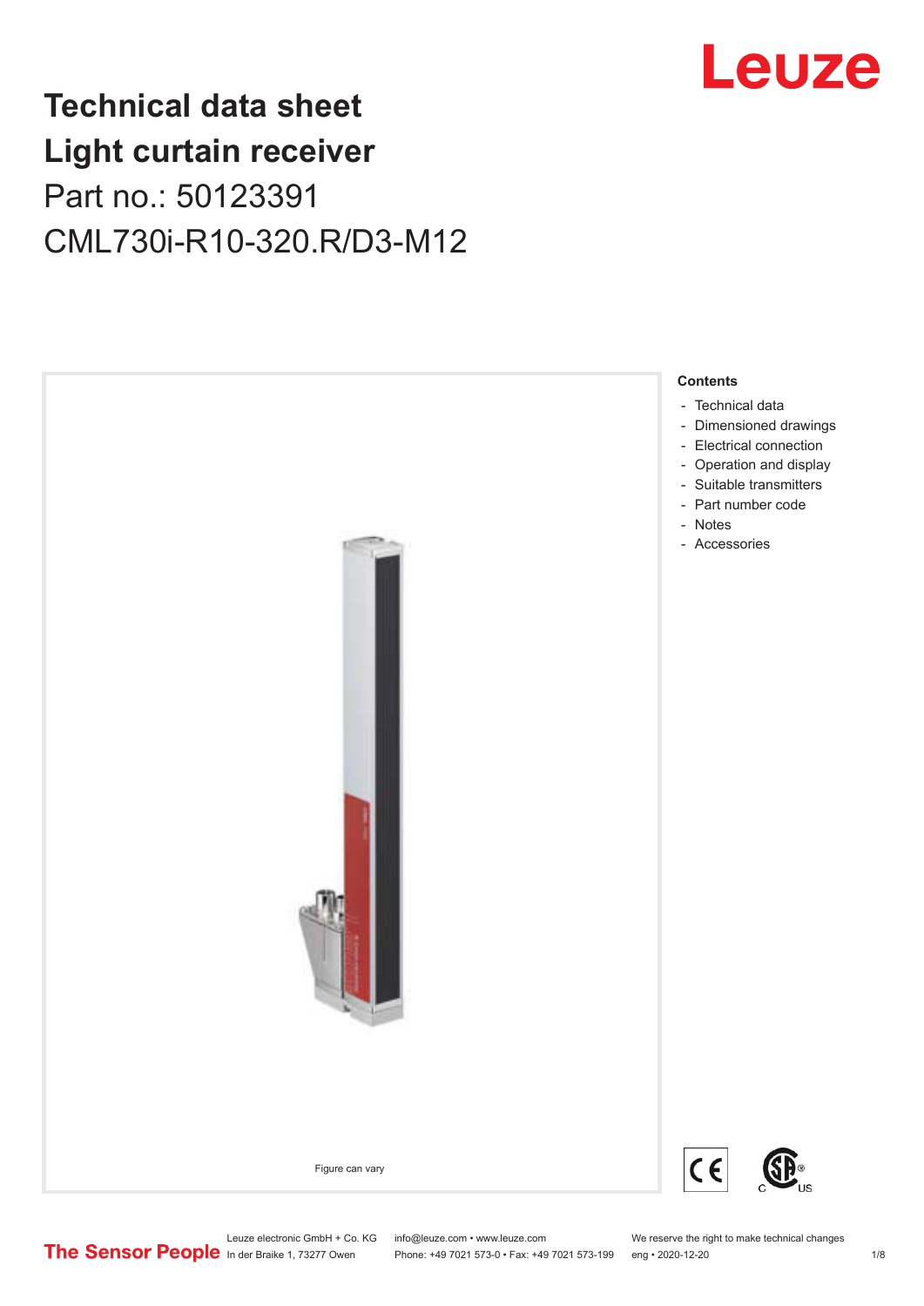# Technical data sheet
# Light curtain receiver

Part no.: 50123391

CML730i-R10-320.R/D3-M12

Figure can vary

**Contents**

- Technical data
- Dimensioned drawings
- Electrical connection
- Operation and display
- Suitable transmitters
- Part number code
- Notes
- Accessories

Leuze electronic GmbH + Co. KG
In der Braike 1, 73277 Owen

info@leuze.com • www.leuze.com
Phone: +49 7021 573-0 • Fax: +49 7021 573-199

We reserve the right to make technical changes
eng • 2020-12-20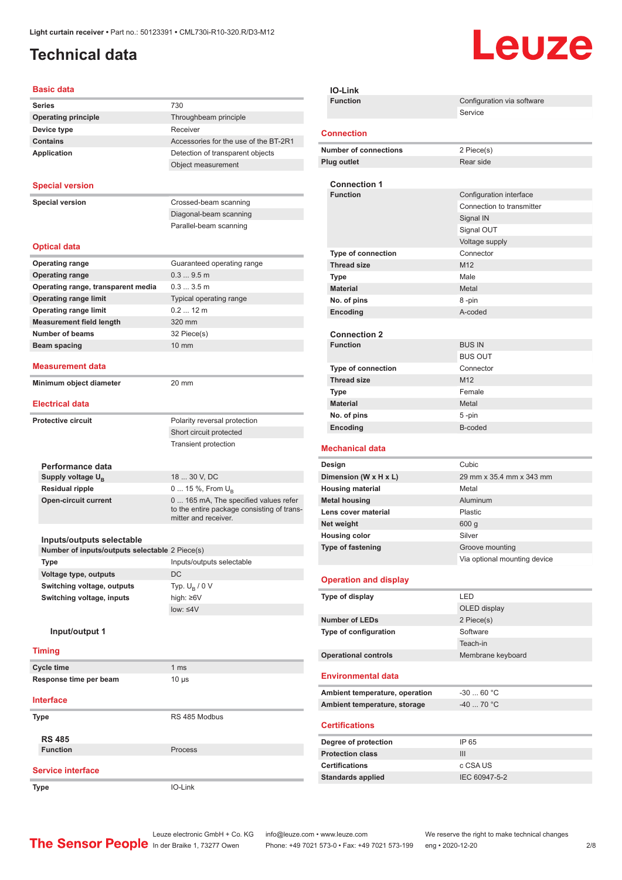# Technical data

## Basic data

| | |
|---|---|
| **Series** | 730 |
| **Operating principle** | Throughbeam principle |
| **Device type** | Receiver |
| **Contains** | Accessories for the use of the BT-2R1 |
| **Application** | Detection of transparent objects |
| | Object measurement |

## Special version

| | |
|---|---|
| **Special version** | Crossed-beam scanning |
| | Diagonal-beam scanning |
| | Parallel-beam scanning |

## Optical data

| | |
|---|---|
| **Operating range** | Guaranteed operating range |
| **Operating range** | 0.3 ... 9.5 m |
| **Operating range, transparent media** | 0.3 ... 3.5 m |
| **Operating range limit** | Typical operating range |
| **Operating range limit** | 0.2 ... 12 m |
| **Measurement field length** | 320 mm |
| **Number of beams** | 32 Piece(s) |
| **Beam spacing** | 10 mm |

## Measurement data

| | |
|---|---|
| **Minimum object diameter** | 20 mm |

## Electrical data

| | |
|---|---|
| **Protective circuit** | Polarity reversal protection |
| | Short circuit protected |
| | Transient protection |

### Performance data

| | |
|---|---|
| **Supply voltage $U_B$** | 18 ... 30 V, DC |
| **Residual ripple** | 0 ... 15 %, From $U_B$ |
| **Open-circuit current** | 0 ... 165 mA, The specified values refer to the entire package consisting of transmitter and receiver. |

### Inputs/outputs selectable

| | |
|---|---|
| **Number of inputs/outputs selectable** | 2 Piece(s) |
| **Type** | Inputs/outputs selectable |
| **Voltage type, outputs** | DC |
| **Switching voltage, outputs** | Typ. $U_B$ / 0 V |
| **Switching voltage, inputs** | high: ≥6V |
| | low: ≤4V |

#### Input/output 1

## Timing

| | |
|---|---|
| **Cycle time** | 1 ms |
| **Response time per beam** | 10 µs |

## Interface

| | |
|---|---|
| **Type** | RS 485 Modbus |

### RS 485

| | |
|---|---|
| **Function** | Process |

## Service interface

| | |
|---|---|
| **Type** | IO-Link |

### IO-Link

| | |
|---|---|
| **Function** | Configuration via software |
| | Service |

## Connection

| | |
|---|---|
| **Number of connections** | 2 Piece(s) |
| **Plug outlet** | Rear side |

### Connection 1

| | |
|---|---|
| **Function** | Configuration interface |
| | Connection to transmitter |
| | Signal IN |
| | Signal OUT |
| | Voltage supply |
| **Type of connection** | Connector |
| **Thread size** | M12 |
| **Type** | Male |
| **Material** | Metal |
| **No. of pins** | 8 -pin |
| **Encoding** | A-coded |

### Connection 2

| | |
|---|---|
| **Function** | BUS IN |
| | BUS OUT |
| **Type of connection** | Connector |
| **Thread size** | M12 |
| **Type** | Female |
| **Material** | Metal |
| **No. of pins** | 5 -pin |
| **Encoding** | B-coded |

## Mechanical data

| | |
|---|---|
| **Design** | Cubic |
| **Dimension (W x H x L)** | 29 mm x 35.4 mm x 343 mm |
| **Housing material** | Metal |
| **Metal housing** | Aluminum |
| **Lens cover material** | Plastic |
| **Net weight** | 600 g |
| **Housing color** | Silver |
| **Type of fastening** | Groove mounting |
| | Via optional mounting device |

## Operation and display

| | |
|---|---|
| **Type of display** | LED |
| | OLED display |
| **Number of LEDs** | 2 Piece(s) |
| **Type of configuration** | Software |
| | Teach-in |
| **Operational controls** | Membrane keyboard |

## Environmental data

| | |
|---|---|
| **Ambient temperature, operation** | -30 ... 60 °C |
| **Ambient temperature, storage** | -40 ... 70 °C |

## Certifications

| | |
|---|---|
| **Degree of protection** | IP 65 |
| **Protection class** | III |
| **Certifications** | c CSA US |
| **Standards applied** | IEC 60947-5-2 |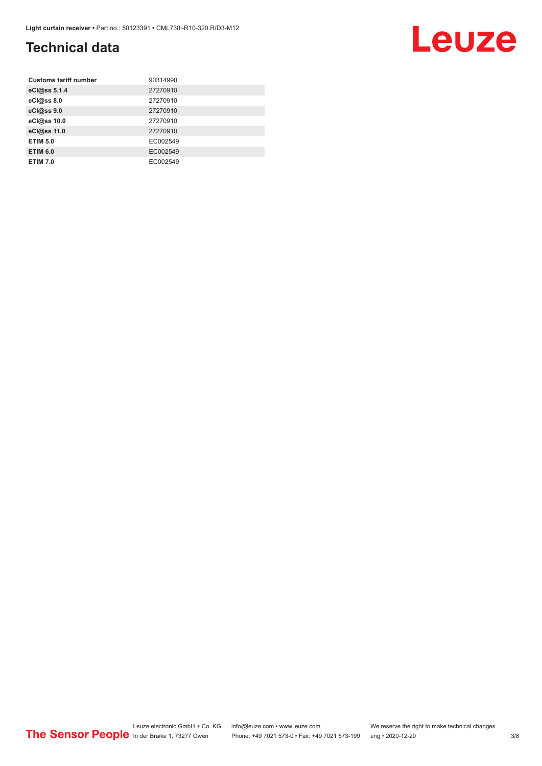# Technical data

| Customs tariff number | 90314990 |
|---|---|
| eCl@ss 5.1.4 | 27270910 |
| eCl@ss 8.0 | 27270910 |
| eCl@ss 9.0 | 27270910 |
| eCl@ss 10.0 | 27270910 |
| eCl@ss 11.0 | 27270910 |
| ETIM 5.0 | EC002549 |
| ETIM 6.0 | EC002549 |
| ETIM 7.0 | EC002549 |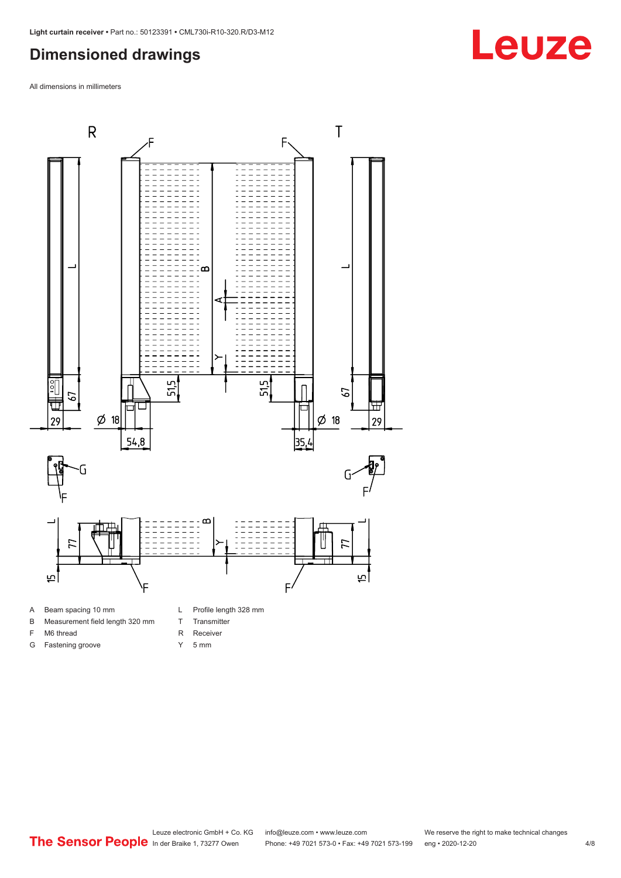## Dimensioned drawings

All dimensions in millimeters

| | | | |
|---|---|---|---|
| A | Beam spacing 10 mm | L | Profile length 328 mm |
| B | Measurement field length 320 mm | T | Transmitter |
| F | M6 thread | R | Receiver |
| G | Fastening groove | Y | 5 mm |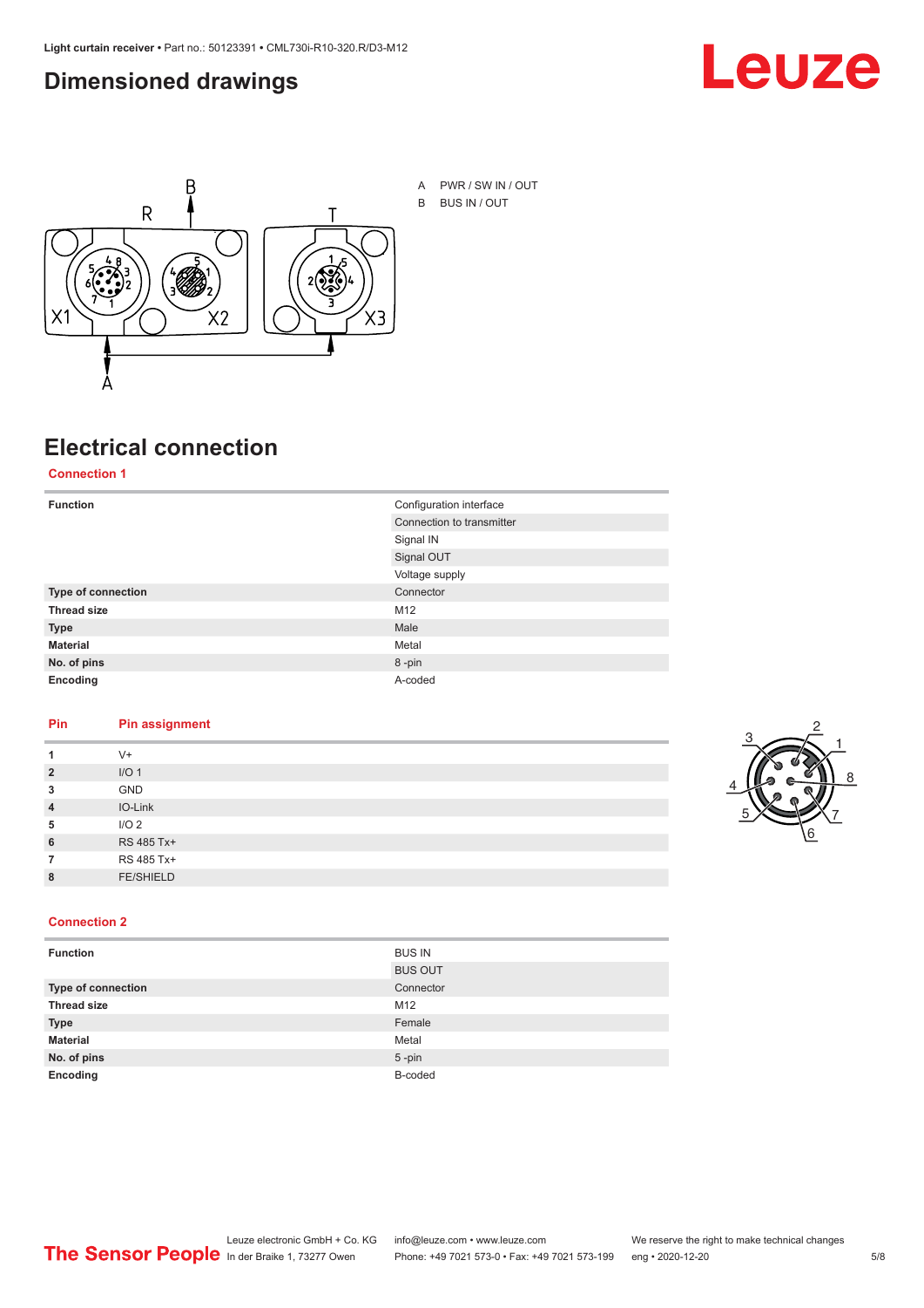# Dimensioned drawings

A PWR / SW IN / OUT

B BUS IN / OUT

# Electrical connection

## Connection 1

| Function | Configuration interface |
|---|---|
| | Connection to transmitter |
| | Signal IN |
| | Signal OUT |
| | Voltage supply |
| **Type of connection** | Connector |
| **Thread size** | M12 |
| **Type** | Male |
| **Material** | Metal |
| **No. of pins** | 8 -pin |
| **Encoding** | A-coded |

| Pin | Pin assignment |
|---|---|
| **1** | V+ |
| **2** | I/O 1 |
| **3** | GND |
| **4** | IO-Link |
| **5** | I/O 2 |
| **6** | RS 485 Tx+ |
| **7** | RS 485 Tx+ |
| **8** | FE/SHIELD |

## Connection 2

| Function | BUS IN |
|---|---|
| | BUS OUT |
| **Type of connection** | Connector |
| **Thread size** | M12 |
| **Type** | Female |
| **Material** | Metal |
| **No. of pins** | 5 -pin |
| **Encoding** | B-coded |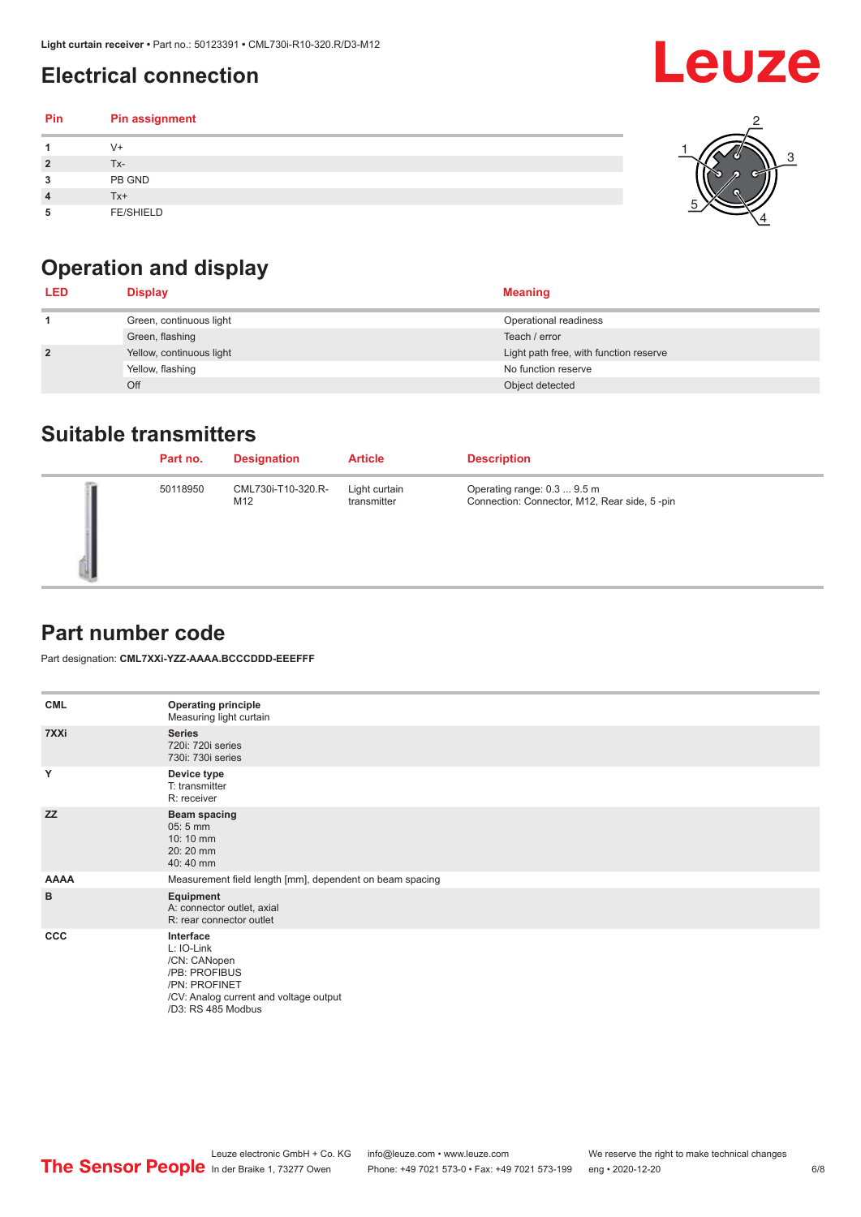## Electrical connection

| Pin | Pin assignment |
|---|---|
| 1 | V+ |
| 2 | Tx- |
| 3 | PB GND |
| 4 | Tx+ |
| 5 | FE/SHIELD |

## Operation and display

| LED | Display | Meaning |
|---|---|---|
| 1 | Green, continuous light | Operational readiness |
| | Green, flashing | Teach / error |
| 2 | Yellow, continuous light | Light path free, with function reserve |
| | Yellow, flashing | No function reserve |
| | Off | Object detected |

## Suitable transmitters

| | Part no. | Designation | Article | Description |
|---|---|---|---|---|
| | 50118950 | CML730i-T10-320.R-M12 | Light curtain transmitter | Operating range: 0.3 ... 9.5 m<br>Connection: Connector, M12, Rear side, 5 -pin |

## Part number code

Part designation: **CML7XXi-YZZ-AAAA.BCCCDDD-EEEFFF**

| | |
|---|---|
| **CML** | **Operating principle**<br>Measuring light curtain |
| **7XXi** | **Series**<br>720i: 720i series<br>730i: 730i series |
| **Y** | **Device type**<br>T: transmitter<br>R: receiver |
| **ZZ** | **Beam spacing**<br>05: 5 mm<br>10: 10 mm<br>20: 20 mm<br>40: 40 mm |
| **AAAA** | Measurement field length [mm], dependent on beam spacing |
| **B** | **Equipment**<br>A: connector outlet, axial<br>R: rear connector outlet |
| **CCC** | **Interface**<br>L: IO-Link<br>/CN: CANopen<br>/PB: PROFIBUS<br>/PN: PROFINET<br>/CV: Analog current and voltage output<br>/D3: RS 485 Modbus |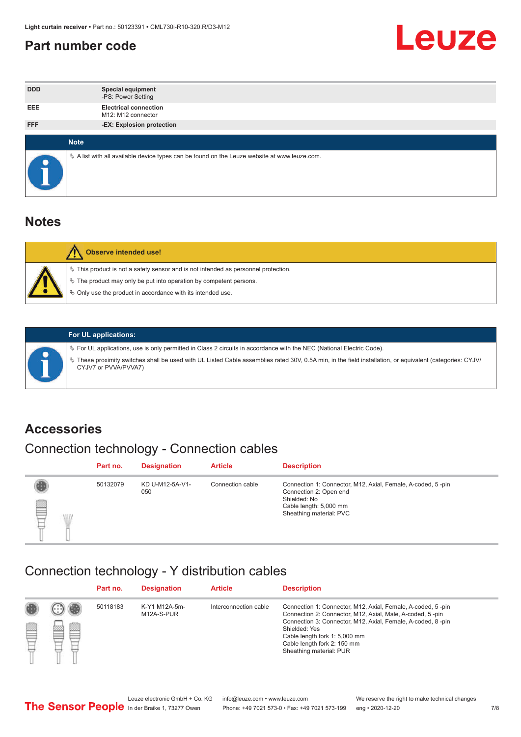## Part number code

| | |
|---|---|
| DDD | **Special equipment**<br>-PS: Power Setting |
| EEE | **Electrical connection**<br>M12: M12 connector |
| FFF | **-EX: Explosion protection** |

**Note**

- A list with all available device types can be found on the Leuze website at www.leuze.com.

## Notes

**Observe intended use!**

- This product is not a safety sensor and is not intended as personnel protection.
- The product may only be put into operation by competent persons.
- Only use the product in accordance with its intended use.

**For UL applications:**

- For UL applications, use is only permitted in Class 2 circuits in accordance with the NEC (National Electric Code).
- These proximity switches shall be used with UL Listed Cable assemblies rated 30V, 0.5A min, in the field installation, or equivalent (categories: CYJV/CYJV7 or PVVA/PVVA7)

## Accessories

### Connection technology - Connection cables

| Part no. | Designation | Article | Description |
|---|---|---|---|
| 50132079 | KD U-M12-5A-V1-050 | Connection cable | Connection 1: Connector, M12, Axial, Female, A-coded, 5 -pin<br>Connection 2: Open end<br>Shielded: No<br>Cable length: 5,000 mm<br>Sheathing material: PVC |

### Connection technology - Y distribution cables

| Part no. | Designation | Article | Description |
|---|---|---|---|
| 50118183 | K-Y1 M12A-5m-M12A-S-PUR | Interconnection cable | Connection 1: Connector, M12, Axial, Female, A-coded, 5 -pin<br>Connection 2: Connector, M12, Axial, Male, A-coded, 5 -pin<br>Connection 3: Connector, M12, Axial, Female, A-coded, 8 -pin<br>Shielded: Yes<br>Cable length fork 1: 5,000 mm<br>Cable length fork 2: 150 mm<br>Sheathing material: PUR |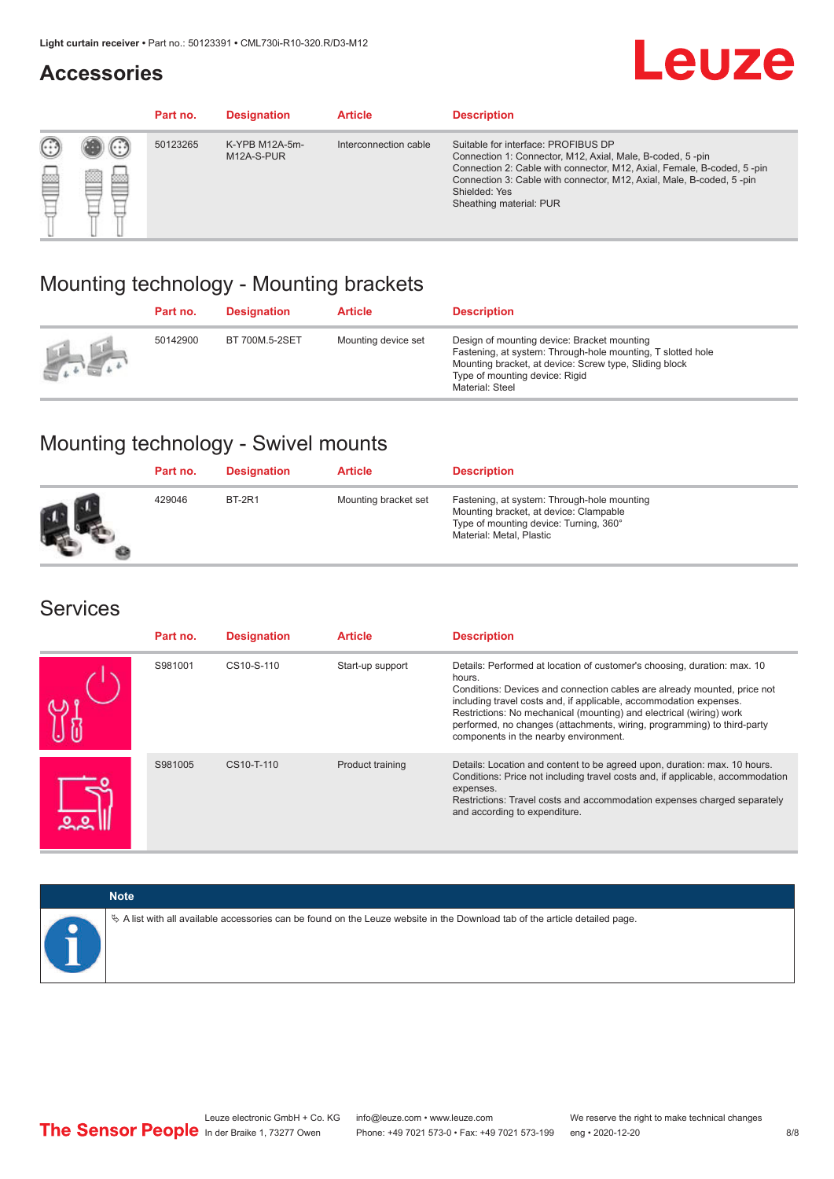## Accessories

| Part no. | Designation | Article | Description |
|---|---|---|---|
| 50123265 | K-YPB M12A-5m-M12A-S-PUR | Interconnection cable | Suitable for interface: PROFIBUS DP<br>Connection 1: Connector, M12, Axial, Male, B-coded, 5 -pin<br>Connection 2: Cable with connector, M12, Axial, Female, B-coded, 5 -pin<br>Connection 3: Cable with connector, M12, Axial, Male, B-coded, 5 -pin<br>Shielded: Yes<br>Sheathing material: PUR |

## Mounting technology - Mounting brackets

| Part no. | Designation | Article | Description |
|---|---|---|---|
| 50142900 | BT 700M.5-2SET | Mounting device set | Design of mounting device: Bracket mounting<br>Fastening, at system: Through-hole mounting, T slotted hole<br>Mounting bracket, at device: Screw type, Sliding block<br>Type of mounting device: Rigid<br>Material: Steel |

## Mounting technology - Swivel mounts

| Part no. | Designation | Article | Description |
|---|---|---|---|
| 429046 | BT-2R1 | Mounting bracket set | Fastening, at system: Through-hole mounting<br>Mounting bracket, at device: Clampable<br>Type of mounting device: Turning, 360°<br>Material: Metal, Plastic |

## Services

| Part no. | Designation | Article | Description |
|---|---|---|---|
| S981001 | CS10-S-110 | Start-up support | Details: Performed at location of customer's choosing, duration: max. 10 hours.<br>Conditions: Devices and connection cables are already mounted, price not including travel costs and, if applicable, accommodation expenses.<br>Restrictions: No mechanical (mounting) and electrical (wiring) work performed, no changes (attachments, wiring, programming) to third-party components in the nearby environment. |
| S981005 | CS10-T-110 | Product training | Details: Location and content to be agreed upon, duration: max. 10 hours.<br>Conditions: Price not including travel costs and, if applicable, accommodation expenses.<br>Restrictions: Travel costs and accommodation expenses charged separately and according to expenditure. |

**Note**

A list with all available accessories can be found on the Leuze website in the Download tab of the article detailed page.